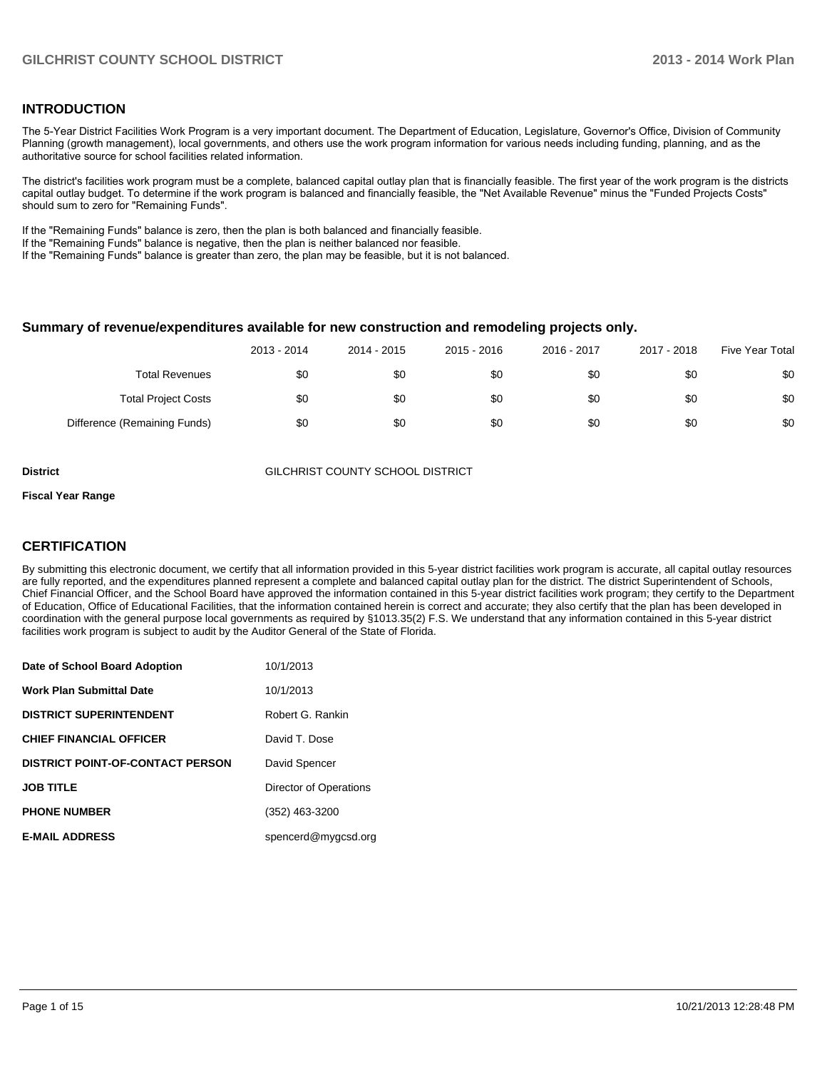## INTRODUCTION

The 5-Year District Facilities Work Program is a very important document. The Department of Education, Legislature, Governor's Office, Division of Community Planning (growth management), local governments, and others use the work program information for various needs including funding, planning, and as the authoritative source for school facilities related information.

The district's facilities work program must be a complete, balanced capital outlay plan that is financially feasible. The first year of the work program is the districts capital outlay budget. To determine if the work program is balanced and financially feasible, the "Net Available Revenue" minus the "Funded Projects Costs" should sum to zero for "Remaining Funds".

If the "Remaining Funds" balance is zero, then the plan is both balanced and financially feasible.
If the "Remaining Funds" balance is negative, then the plan is neither balanced nor feasible.
If the "Remaining Funds" balance is greater than zero, the plan may be feasible, but it is not balanced.

### Summary of revenue/expenditures available for new construction and remodeling projects only.

| | 2013 - 2014 | 2014 - 2015 | 2015 - 2016 | 2016 - 2017 | 2017 - 2018 | Five Year Total |
|---|---|---|---|---|---|---|
| Total Revenues | $0 | $0 | $0 | $0 | $0 | $0 |
| Total Project Costs | $0 | $0 | $0 | $0 | $0 | $0 |
| Difference (Remaining Funds) | $0 | $0 | $0 | $0 | $0 | $0 |

**District** GILCHRIST COUNTY SCHOOL DISTRICT

**Fiscal Year Range**

## CERTIFICATION

By submitting this electronic document, we certify that all information provided in this 5-year district facilities work program is accurate, all capital outlay resources are fully reported, and the expenditures planned represent a complete and balanced capital outlay plan for the district. The district Superintendent of Schools, Chief Financial Officer, and the School Board have approved the information contained in this 5-year district facilities work program; they certify to the Department of Education, Office of Educational Facilities, that the information contained herein is correct and accurate; they also certify that the plan has been developed in coordination with the general purpose local governments as required by §1013.35(2) F.S. We understand that any information contained in this 5-year district facilities work program is subject to audit by the Auditor General of the State of Florida.

| | |
|---|---|
| **Date of School Board Adoption** | 10/1/2013 |
| **Work Plan Submittal Date** | 10/1/2013 |
| **DISTRICT SUPERINTENDENT** | Robert G. Rankin |
| **CHIEF FINANCIAL OFFICER** | David T. Dose |
| **DISTRICT POINT-OF-CONTACT PERSON** | David Spencer |
| **JOB TITLE** | Director of Operations |
| **PHONE NUMBER** | (352) 463-3200 |
| **E-MAIL ADDRESS** | spencerd@mygcsd.org |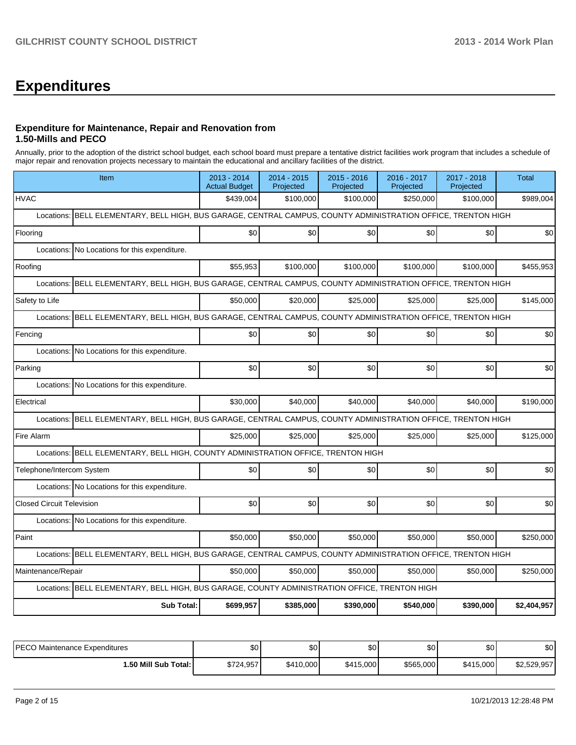# Expenditures

### Expenditure for Maintenance, Repair and Renovation from 1.50-Mills and PECO

Annually, prior to the adoption of the district school budget, each school board must prepare a tentative district facilities work program that includes a schedule of major repair and renovation projects necessary to maintain the educational and ancillary facilities of the district.

| Item | 2013 - 2014 Actual Budget | 2014 - 2015 Projected | 2015 - 2016 Projected | 2016 - 2017 Projected | 2017 - 2018 Projected | Total |
|---|---|---|---|---|---|---|
| HVAC | $439,004 | $100,000 | $100,000 | $250,000 | $100,000 | $989,004 |
| Locations: BELL ELEMENTARY, BELL HIGH, BUS GARAGE, CENTRAL CAMPUS, COUNTY ADMINISTRATION OFFICE, TRENTON HIGH | | | | | | |
| Flooring | $0 | $0 | $0 | $0 | $0 | $0 |
| Locations: No Locations for this expenditure. | | | | | | |
| Roofing | $55,953 | $100,000 | $100,000 | $100,000 | $100,000 | $455,953 |
| Locations: BELL ELEMENTARY, BELL HIGH, BUS GARAGE, CENTRAL CAMPUS, COUNTY ADMINISTRATION OFFICE, TRENTON HIGH | | | | | | |
| Safety to Life | $50,000 | $20,000 | $25,000 | $25,000 | $25,000 | $145,000 |
| Locations: BELL ELEMENTARY, BELL HIGH, BUS GARAGE, CENTRAL CAMPUS, COUNTY ADMINISTRATION OFFICE, TRENTON HIGH | | | | | | |
| Fencing | $0 | $0 | $0 | $0 | $0 | $0 |
| Locations: No Locations for this expenditure. | | | | | | |
| Parking | $0 | $0 | $0 | $0 | $0 | $0 |
| Locations: No Locations for this expenditure. | | | | | | |
| Electrical | $30,000 | $40,000 | $40,000 | $40,000 | $40,000 | $190,000 |
| Locations: BELL ELEMENTARY, BELL HIGH, BUS GARAGE, CENTRAL CAMPUS, COUNTY ADMINISTRATION OFFICE, TRENTON HIGH | | | | | | |
| Fire Alarm | $25,000 | $25,000 | $25,000 | $25,000 | $25,000 | $125,000 |
| Locations: BELL ELEMENTARY, BELL HIGH, COUNTY ADMINISTRATION OFFICE, TRENTON HIGH | | | | | | |
| Telephone/Intercom System | $0 | $0 | $0 | $0 | $0 | $0 |
| Locations: No Locations for this expenditure. | | | | | | |
| Closed Circuit Television | $0 | $0 | $0 | $0 | $0 | $0 |
| Locations: No Locations for this expenditure. | | | | | | |
| Paint | $50,000 | $50,000 | $50,000 | $50,000 | $50,000 | $250,000 |
| Locations: BELL ELEMENTARY, BELL HIGH, BUS GARAGE, CENTRAL CAMPUS, COUNTY ADMINISTRATION OFFICE, TRENTON HIGH | | | | | | |
| Maintenance/Repair | $50,000 | $50,000 | $50,000 | $50,000 | $50,000 | $250,000 |
| Locations: BELL ELEMENTARY, BELL HIGH, BUS GARAGE, COUNTY ADMINISTRATION OFFICE, TRENTON HIGH | | | | | | |
| **Sub Total:** | **$699,957** | **$385,000** | **$390,000** | **$540,000** | **$390,000** | **$2,404,957** |

| | | | | | | |
|---|---|---|---|---|---|---|
| PECO Maintenance Expenditures | $0 | $0 | $0 | $0 | $0 | $0 |
| **1.50 Mill Sub Total:** | $724,957 | $410,000 | $415,000 | $565,000 | $415,000 | $2,529,957 |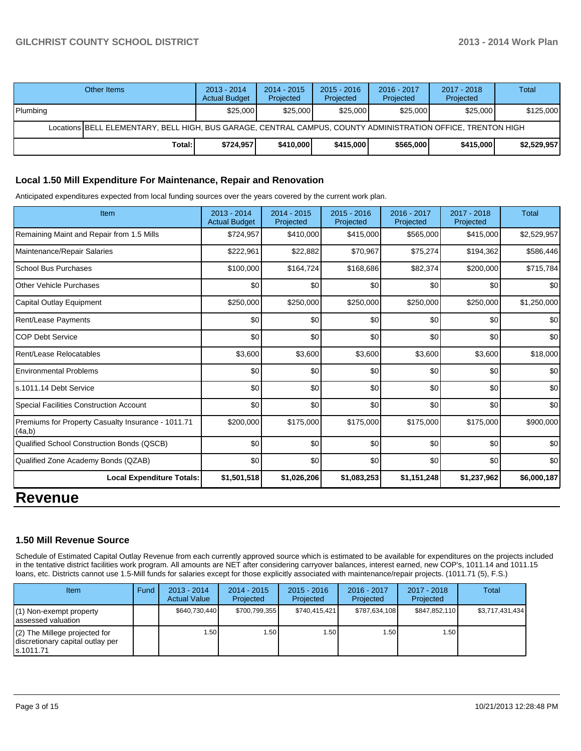| Other Items | 2013 - 2014 Actual Budget | 2014 - 2015 Projected | 2015 - 2016 Projected | 2016 - 2017 Projected | 2017 - 2018 Projected | Total |
|---|---|---|---|---|---|---|
| Plumbing | $25,000 | $25,000 | $25,000 | $25,000 | $25,000 | $125,000 |
| Locations BELL ELEMENTARY, BELL HIGH, BUS GARAGE, CENTRAL CAMPUS, COUNTY ADMINISTRATION OFFICE, TRENTON HIGH | | | | | | |
| **Total:** | **$724,957** | **$410,000** | **$415,000** | **$565,000** | **$415,000** | **$2,529,957** |

### Local 1.50 Mill Expenditure For Maintenance, Repair and Renovation

Anticipated expenditures expected from local funding sources over the years covered by the current work plan.

| Item | 2013 - 2014 Actual Budget | 2014 - 2015 Projected | 2015 - 2016 Projected | 2016 - 2017 Projected | 2017 - 2018 Projected | Total |
|---|---|---|---|---|---|---|
| Remaining Maint and Repair from 1.5 Mills | $724,957 | $410,000 | $415,000 | $565,000 | $415,000 | $2,529,957 |
| Maintenance/Repair Salaries | $222,961 | $22,882 | $70,967 | $75,274 | $194,362 | $586,446 |
| School Bus Purchases | $100,000 | $164,724 | $168,686 | $82,374 | $200,000 | $715,784 |
| Other Vehicle Purchases | $0 | $0 | $0 | $0 | $0 | $0 |
| Capital Outlay Equipment | $250,000 | $250,000 | $250,000 | $250,000 | $250,000 | $1,250,000 |
| Rent/Lease Payments | $0 | $0 | $0 | $0 | $0 | $0 |
| COP Debt Service | $0 | $0 | $0 | $0 | $0 | $0 |
| Rent/Lease Relocatables | $3,600 | $3,600 | $3,600 | $3,600 | $3,600 | $18,000 |
| Environmental Problems | $0 | $0 | $0 | $0 | $0 | $0 |
| s.1011.14 Debt Service | $0 | $0 | $0 | $0 | $0 | $0 |
| Special Facilities Construction Account | $0 | $0 | $0 | $0 | $0 | $0 |
| Premiums for Property Casualty Insurance - 1011.71 (4a,b) | $200,000 | $175,000 | $175,000 | $175,000 | $175,000 | $900,000 |
| Qualified School Construction Bonds (QSCB) | $0 | $0 | $0 | $0 | $0 | $0 |
| Qualified Zone Academy Bonds (QZAB) | $0 | $0 | $0 | $0 | $0 | $0 |
| **Local Expenditure Totals:** | **$1,501,518** | **$1,026,206** | **$1,083,253** | **$1,151,248** | **$1,237,962** | **$6,000,187** |

# Revenue

### 1.50 Mill Revenue Source

Schedule of Estimated Capital Outlay Revenue from each currently approved source which is estimated to be available for expenditures on the projects included in the tentative district facilities work program. All amounts are NET after considering carryover balances, interest earned, new COP's, 1011.14 and 1011.15 loans, etc. Districts cannot use 1.5-Mill funds for salaries except for those explicitly associated with maintenance/repair projects. (1011.71 (5), F.S.)

| Item | Fund | 2013 - 2014 Actual Value | 2014 - 2015 Projected | 2015 - 2016 Projected | 2016 - 2017 Projected | 2017 - 2018 Projected | Total |
|---|---|---|---|---|---|---|---|
| (1) Non-exempt property assessed valuation | | $640,730,440 | $700,799,355 | $740,415,421 | $787,634,108 | $847,852,110 | $3,717,431,434 |
| (2) The Millege projected for discretionary capital outlay per s.1011.71 | | 1.50 | 1.50 | 1.50 | 1.50 | 1.50 | |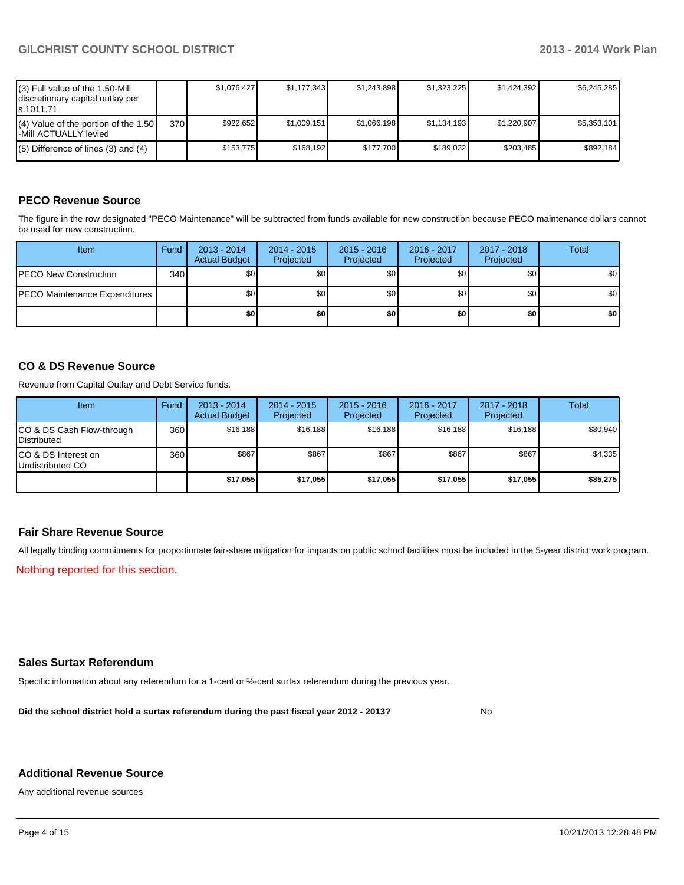| | | | | | | | |
|---|---|---|---|---|---|---|---|
| (3) Full value of the 1.50-Mill discretionary capital outlay per s.1011.71 | | $1,076,427 | $1,177,343 | $1,243,898 | $1,323,225 | $1,424,392 | $6,245,285 |
| (4) Value of the portion of the 1.50 -Mill ACTUALLY levied | 370 | $922,652 | $1,009,151 | $1,066,198 | $1,134,193 | $1,220,907 | $5,353,101 |
| (5) Difference of lines (3) and (4) | | $153,775 | $168,192 | $177,700 | $189,032 | $203,485 | $892,184 |

## PECO Revenue Source

The figure in the row designated "PECO Maintenance" will be subtracted from funds available for new construction because PECO maintenance dollars cannot be used for new construction.

| Item | Fund | 2013 - 2014 Actual Budget | 2014 - 2015 Projected | 2015 - 2016 Projected | 2016 - 2017 Projected | 2017 - 2018 Projected | Total |
|---|---|---|---|---|---|---|---|
| PECO New Construction | 340 | $0 | $0 | $0 | $0 | $0 | $0 |
| PECO Maintenance Expenditures | | $0 | $0 | $0 | $0 | $0 | $0 |
| | | **$0** | **$0** | **$0** | **$0** | **$0** | **$0** |

## CO & DS Revenue Source

Revenue from Capital Outlay and Debt Service funds.

| Item | Fund | 2013 - 2014 Actual Budget | 2014 - 2015 Projected | 2015 - 2016 Projected | 2016 - 2017 Projected | 2017 - 2018 Projected | Total |
|---|---|---|---|---|---|---|---|
| CO & DS Cash Flow-through Distributed | 360 | $16,188 | $16,188 | $16,188 | $16,188 | $16,188 | $80,940 |
| CO & DS Interest on Undistributed CO | 360 | $867 | $867 | $867 | $867 | $867 | $4,335 |
| | | **$17,055** | **$17,055** | **$17,055** | **$17,055** | **$17,055** | **$85,275** |

## Fair Share Revenue Source

All legally binding commitments for proportionate fair-share mitigation for impacts on public school facilities must be included in the 5-year district work program.

Nothing reported for this section.

## Sales Surtax Referendum

Specific information about any referendum for a 1-cent or ½-cent surtax referendum during the previous year.

**Did the school district hold a surtax referendum during the past fiscal year 2012 - 2013?** No

## Additional Revenue Source

Any additional revenue sources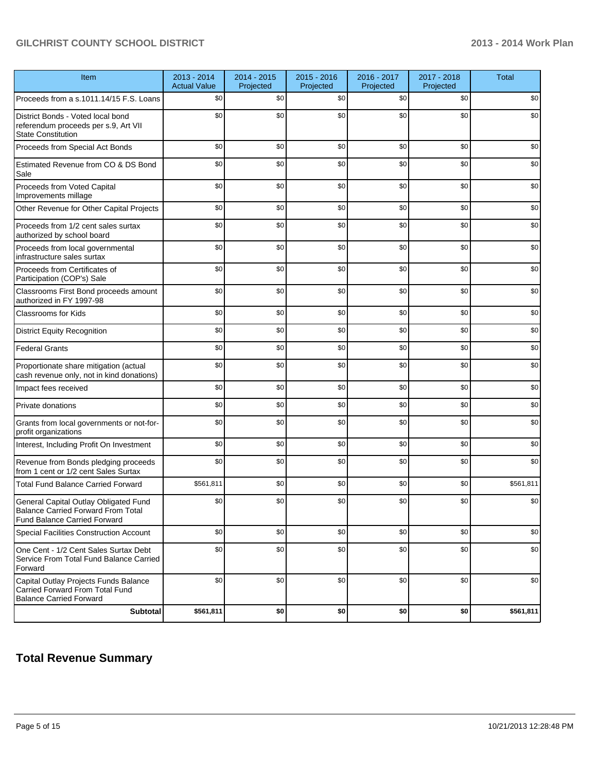| Item | 2013 - 2014 Actual Value | 2014 - 2015 Projected | 2015 - 2016 Projected | 2016 - 2017 Projected | 2017 - 2018 Projected | Total |
|---|---|---|---|---|---|---|
| Proceeds from a s.1011.14/15 F.S. Loans | $0 | $0 | $0 | $0 | $0 | $0 |
| District Bonds - Voted local bond referendum proceeds per s.9, Art VII State Constitution | $0 | $0 | $0 | $0 | $0 | $0 |
| Proceeds from Special Act Bonds | $0 | $0 | $0 | $0 | $0 | $0 |
| Estimated Revenue from CO & DS Bond Sale | $0 | $0 | $0 | $0 | $0 | $0 |
| Proceeds from Voted Capital Improvements millage | $0 | $0 | $0 | $0 | $0 | $0 |
| Other Revenue for Other Capital Projects | $0 | $0 | $0 | $0 | $0 | $0 |
| Proceeds from 1/2 cent sales surtax authorized by school board | $0 | $0 | $0 | $0 | $0 | $0 |
| Proceeds from local governmental infrastructure sales surtax | $0 | $0 | $0 | $0 | $0 | $0 |
| Proceeds from Certificates of Participation (COP's) Sale | $0 | $0 | $0 | $0 | $0 | $0 |
| Classrooms First Bond proceeds amount authorized in FY 1997-98 | $0 | $0 | $0 | $0 | $0 | $0 |
| Classrooms for Kids | $0 | $0 | $0 | $0 | $0 | $0 |
| District Equity Recognition | $0 | $0 | $0 | $0 | $0 | $0 |
| Federal Grants | $0 | $0 | $0 | $0 | $0 | $0 |
| Proportionate share mitigation (actual cash revenue only, not in kind donations) | $0 | $0 | $0 | $0 | $0 | $0 |
| Impact fees received | $0 | $0 | $0 | $0 | $0 | $0 |
| Private donations | $0 | $0 | $0 | $0 | $0 | $0 |
| Grants from local governments or not-for-profit organizations | $0 | $0 | $0 | $0 | $0 | $0 |
| Interest, Including Profit On Investment | $0 | $0 | $0 | $0 | $0 | $0 |
| Revenue from Bonds pledging proceeds from 1 cent or 1/2 cent Sales Surtax | $0 | $0 | $0 | $0 | $0 | $0 |
| Total Fund Balance Carried Forward | $561,811 | $0 | $0 | $0 | $0 | $561,811 |
| General Capital Outlay Obligated Fund Balance Carried Forward From Total Fund Balance Carried Forward | $0 | $0 | $0 | $0 | $0 | $0 |
| Special Facilities Construction Account | $0 | $0 | $0 | $0 | $0 | $0 |
| One Cent - 1/2 Cent Sales Surtax Debt Service From Total Fund Balance Carried Forward | $0 | $0 | $0 | $0 | $0 | $0 |
| Capital Outlay Projects Funds Balance Carried Forward From Total Fund Balance Carried Forward | $0 | $0 | $0 | $0 | $0 | $0 |
| **Subtotal** | **$561,811** | **$0** | **$0** | **$0** | **$0** | **$561,811** |

## Total Revenue Summary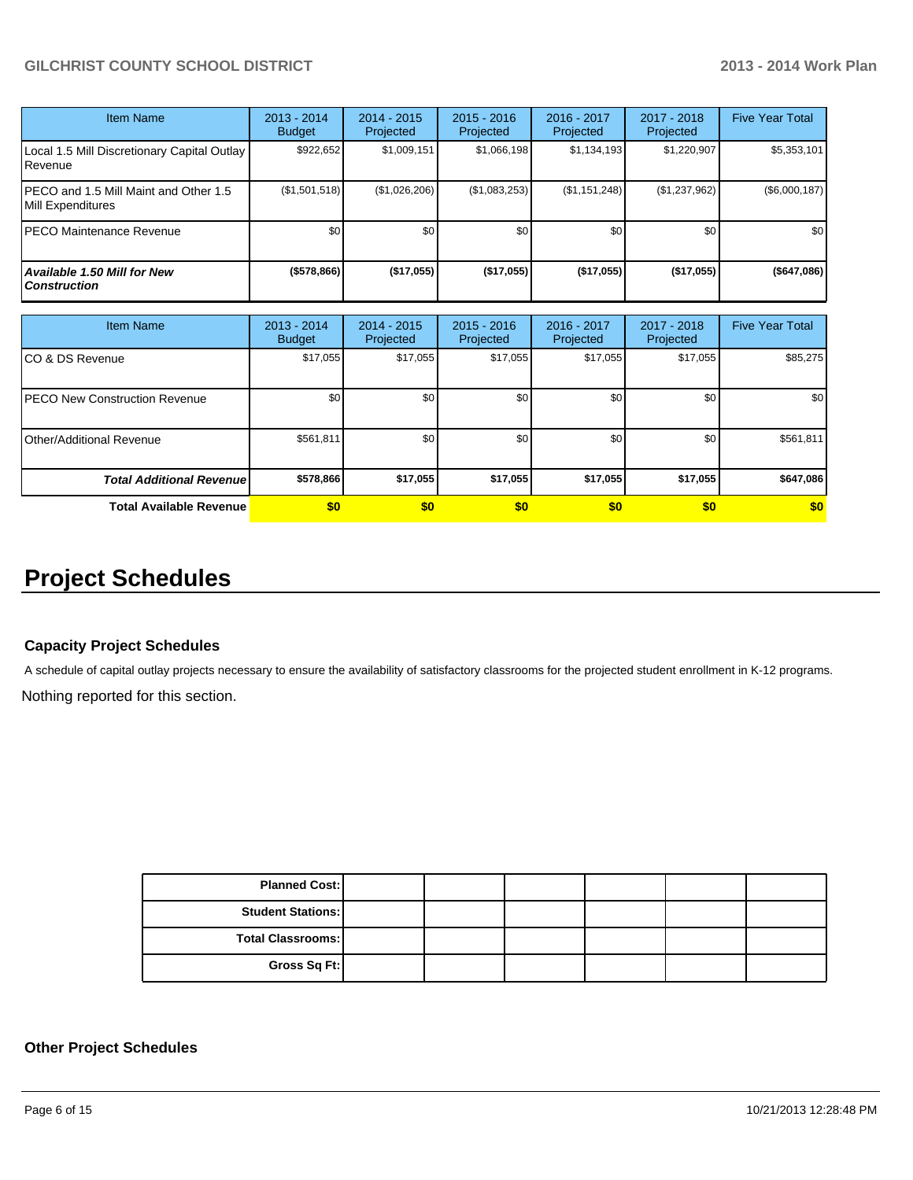| Item Name | 2013 - 2014 Budget | 2014 - 2015 Projected | 2015 - 2016 Projected | 2016 - 2017 Projected | 2017 - 2018 Projected | Five Year Total |
|---|---|---|---|---|---|---|
| Local 1.5 Mill Discretionary Capital Outlay Revenue | $922,652 | $1,009,151 | $1,066,198 | $1,134,193 | $1,220,907 | $5,353,101 |
| PECO and 1.5 Mill Maint and Other 1.5 Mill Expenditures | ($1,501,518) | ($1,026,206) | ($1,083,253) | ($1,151,248) | ($1,237,962) | ($6,000,187) |
| PECO Maintenance Revenue | $0 | $0 | $0 | $0 | $0 | $0 |
| ***Available 1.50 Mill for New Construction*** | **($578,866)** | **($17,055)** | **($17,055)** | **($17,055)** | **($17,055)** | **($647,086)** |

| Item Name | 2013 - 2014 Budget | 2014 - 2015 Projected | 2015 - 2016 Projected | 2016 - 2017 Projected | 2017 - 2018 Projected | Five Year Total |
|---|---|---|---|---|---|---|
| CO & DS Revenue | $17,055 | $17,055 | $17,055 | $17,055 | $17,055 | $85,275 |
| PECO New Construction Revenue | $0 | $0 | $0 | $0 | $0 | $0 |
| Other/Additional Revenue | $561,811 | $0 | $0 | $0 | $0 | $561,811 |
| ***Total Additional Revenue*** | **$578,866** | **$17,055** | **$17,055** | **$17,055** | **$17,055** | **$647,086** |
| **Total Available Revenue** | **$0** | **$0** | **$0** | **$0** | **$0** | **$0** |

# Project Schedules

### Capacity Project Schedules

A schedule of capital outlay projects necessary to ensure the availability of satisfactory classrooms for the projected student enrollment in K-12 programs.

Nothing reported for this section.

| | | | | | |
|---|---|---|---|---|---|
| **Planned Cost:** | | | | | |
| **Student Stations:** | | | | | |
| **Total Classrooms:** | | | | | |
| **Gross Sq Ft:** | | | | | |

### Other Project Schedules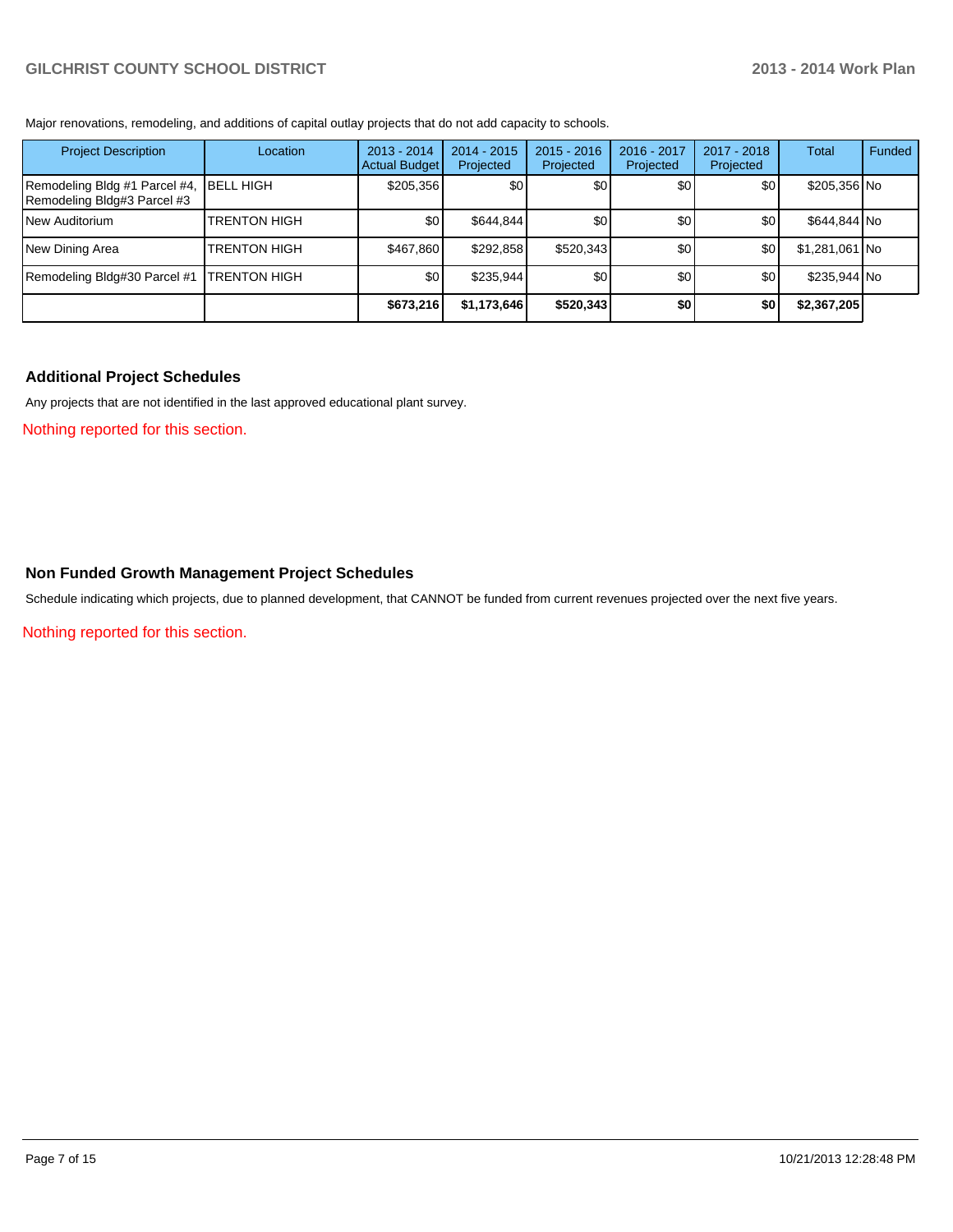Major renovations, remodeling, and additions of capital outlay projects that do not add capacity to schools.

| Project Description | Location | 2013 - 2014 Actual Budget | 2014 - 2015 Projected | 2015 - 2016 Projected | 2016 - 2017 Projected | 2017 - 2018 Projected | Total | Funded |
|---|---|---|---|---|---|---|---|---|
| Remodeling Bldg #1 Parcel #4, Remodeling Bldg#3 Parcel #3 | BELL HIGH | $205,356 | $0 | $0 | $0 | $0 | $205,356 | No |
| New Auditorium | TRENTON HIGH | $0 | $644,844 | $0 | $0 | $0 | $644,844 | No |
| New Dining Area | TRENTON HIGH | $467,860 | $292,858 | $520,343 | $0 | $0 | $1,281,061 | No |
| Remodeling Bldg#30 Parcel #1 | TRENTON HIGH | $0 | $235,944 | $0 | $0 | $0 | $235,944 | No |
| | | **$673,216** | **$1,173,646** | **$520,343** | **$0** | **$0** | **$2,367,205** | |

## Additional Project Schedules

Any projects that are not identified in the last approved educational plant survey.

Nothing reported for this section.

## Non Funded Growth Management Project Schedules

Schedule indicating which projects, due to planned development, that CANNOT be funded from current revenues projected over the next five years.

Nothing reported for this section.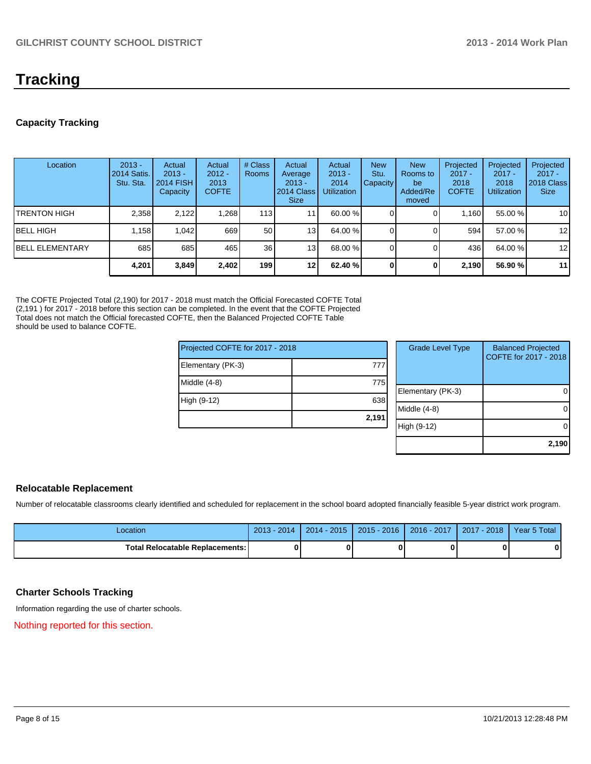# Tracking

## Capacity Tracking

| Location | 2013 - 2014 Satis. Stu. Sta. | Actual 2013 - 2014 FISH Capacity | Actual 2012 - 2013 COFTE | # Class Rooms | Actual Average 2013 - 2014 Class Size | Actual 2013 - 2014 Utilization | New Stu. Capacity | New Rooms to be Added/Removed | Projected 2017 - 2018 COFTE | Projected 2017 - 2018 Utilization | Projected 2017 - 2018 Class Size |
|---|---|---|---|---|---|---|---|---|---|---|---|
| TRENTON HIGH | 2,358 | 2,122 | 1,268 | 113 | 11 | 60.00 % | 0 | 0 | 1,160 | 55.00 % | 10 |
| BELL HIGH | 1,158 | 1,042 | 669 | 50 | 13 | 64.00 % | 0 | 0 | 594 | 57.00 % | 12 |
| BELL ELEMENTARY | 685 | 685 | 465 | 36 | 13 | 68.00 % | 0 | 0 | 436 | 64.00 % | 12 |
| | **4,201** | **3,849** | **2,402** | **199** | **12** | **62.40 %** | **0** | **0** | **2,190** | **56.90 %** | **11** |

The COFTE Projected Total (2,190) for 2017 - 2018 must match the Official Forecasted COFTE Total (2,191 ) for 2017 - 2018 before this section can be completed. In the event that the COFTE Projected Total does not match the Official forecasted COFTE, then the Balanced Projected COFTE Table should be used to balance COFTE.

| Projected COFTE for 2017 - 2018 | |
|---|---|
| Elementary (PK-3) | 777 |
| Middle (4-8) | 775 |
| High (9-12) | 638 |
| | **2,191** |

| Grade Level Type | Balanced Projected COFTE for 2017 - 2018 |
|---|---|
| Elementary (PK-3) | 0 |
| Middle (4-8) | 0 |
| High (9-12) | 0 |
| | **2,190** |

## Relocatable Replacement

Number of relocatable classrooms clearly identified and scheduled for replacement in the school board adopted financially feasible 5-year district work program.

| Location | 2013 - 2014 | 2014 - 2015 | 2015 - 2016 | 2016 - 2017 | 2017 - 2018 | Year 5 Total |
|---|---|---|---|---|---|---|
| **Total Relocatable Replacements:** | **0** | **0** | **0** | **0** | **0** | **0** |

## Charter Schools Tracking

Information regarding the use of charter schools.

Nothing reported for this section.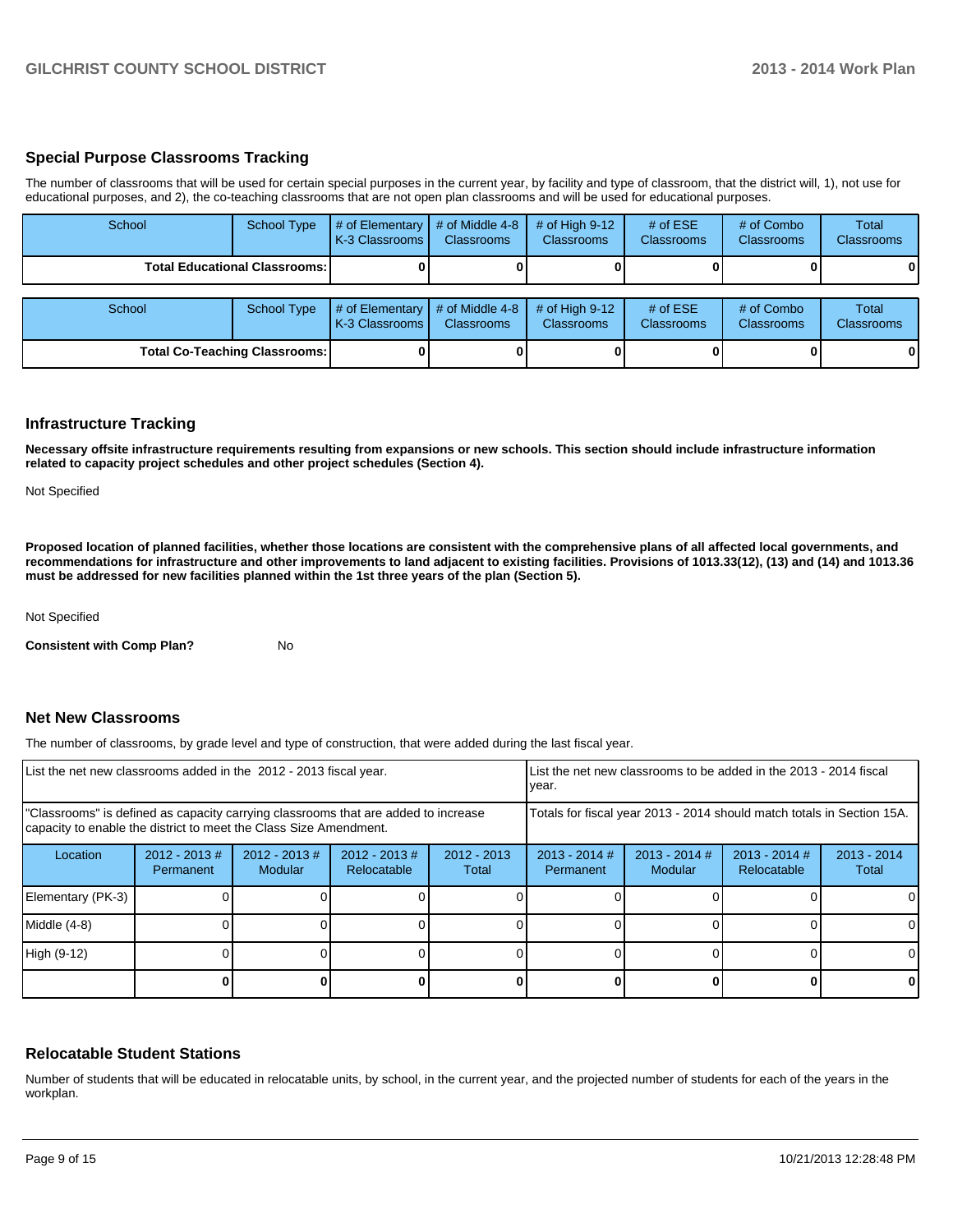## Special Purpose Classrooms Tracking

The number of classrooms that will be used for certain special purposes in the current year, by facility and type of classroom, that the district will, 1), not use for educational purposes, and 2), the co-teaching classrooms that are not open plan classrooms and will be used for educational purposes.

| School | School Type | # of Elementary K-3 Classrooms | # of Middle 4-8 Classrooms | # of High 9-12 Classrooms | # of ESE Classrooms | # of Combo Classrooms | Total Classrooms |
|---|---|---|---|---|---|---|---|
| **Total Educational Classrooms:** | | **0** | **0** | **0** | **0** | **0** | **0** |

| School | School Type | # of Elementary K-3 Classrooms | # of Middle 4-8 Classrooms | # of High 9-12 Classrooms | # of ESE Classrooms | # of Combo Classrooms | Total Classrooms |
|---|---|---|---|---|---|---|---|
| **Total Co-Teaching Classrooms:** | | **0** | **0** | **0** | **0** | **0** | **0** |

## Infrastructure Tracking

**Necessary offsite infrastructure requirements resulting from expansions or new schools. This section should include infrastructure information related to capacity project schedules and other project schedules (Section 4).**

Not Specified

**Proposed location of planned facilities, whether those locations are consistent with the comprehensive plans of all affected local governments, and recommendations for infrastructure and other improvements to land adjacent to existing facilities. Provisions of 1013.33(12), (13) and (14) and 1013.36 must be addressed for new facilities planned within the 1st three years of the plan (Section 5).**

Not Specified

**Consistent with Comp Plan?** No

## Net New Classrooms

The number of classrooms, by grade level and type of construction, that were added during the last fiscal year.

| List the net new classrooms added in the 2012 - 2013 fiscal year. | | | | | List the net new classrooms to be added in the 2013 - 2014 fiscal year. | | | |
|---|---|---|---|---|---|---|---|---|
| "Classrooms" is defined as capacity carrying classrooms that are added to increase capacity to enable the district to meet the Class Size Amendment. | | | | | Totals for fiscal year 2013 - 2014 should match totals in Section 15A. | | | |
| Location | 2012 - 2013 # Permanent | 2012 - 2013 # Modular | 2012 - 2013 # Relocatable | 2012 - 2013 Total | 2013 - 2014 # Permanent | 2013 - 2014 # Modular | 2013 - 2014 # Relocatable | 2013 - 2014 Total |
| Elementary (PK-3) | 0 | 0 | 0 | 0 | 0 | 0 | 0 | 0 |
| Middle (4-8) | 0 | 0 | 0 | 0 | 0 | 0 | 0 | 0 |
| High (9-12) | 0 | 0 | 0 | 0 | 0 | 0 | 0 | 0 |
| | **0** | **0** | **0** | **0** | **0** | **0** | **0** | **0** |

## Relocatable Student Stations

Number of students that will be educated in relocatable units, by school, in the current year, and the projected number of students for each of the years in the workplan.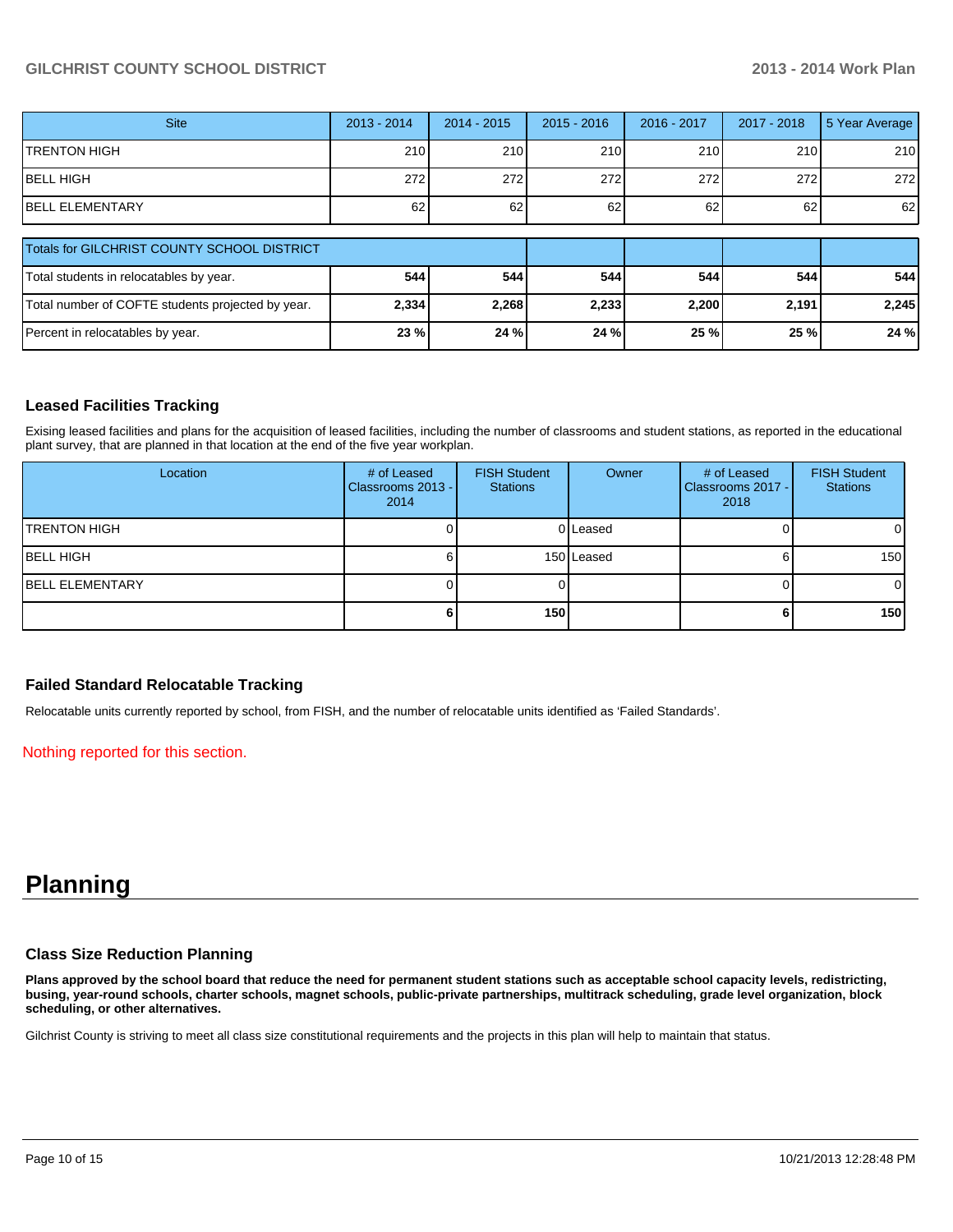| Site | 2013 - 2014 | 2014 - 2015 | 2015 - 2016 | 2016 - 2017 | 2017 - 2018 | 5 Year Average |
|---|---|---|---|---|---|---|
| TRENTON HIGH | 210 | 210 | 210 | 210 | 210 | 210 |
| BELL HIGH | 272 | 272 | 272 | 272 | 272 | 272 |
| BELL ELEMENTARY | 62 | 62 | 62 | 62 | 62 | 62 |

| Totals for GILCHRIST COUNTY SCHOOL DISTRICT | | | | | | |
|---|---|---|---|---|---|---|
| Total students in relocatables by year. | **544** | **544** | **544** | **544** | **544** | **544** |
| Total number of COFTE students projected by year. | **2,334** | **2,268** | **2,233** | **2,200** | **2,191** | **2,245** |
| Percent in relocatables by year. | **23 %** | **24 %** | **24 %** | **25 %** | **25 %** | **24 %** |

### Leased Facilities Tracking

Exising leased facilities and plans for the acquisition of leased facilities, including the number of classrooms and student stations, as reported in the educational plant survey, that are planned in that location at the end of the five year workplan.

| Location | # of Leased Classrooms 2013 - 2014 | FISH Student Stations | Owner | # of Leased Classrooms 2017 - 2018 | FISH Student Stations |
|---|---|---|---|---|---|
| TRENTON HIGH | 0 | 0 | Leased | 0 | 0 |
| BELL HIGH | 6 | 150 | Leased | 6 | 150 |
| BELL ELEMENTARY | 0 | 0 | | 0 | 0 |
| | **6** | **150** | | **6** | **150** |

### Failed Standard Relocatable Tracking

Relocatable units currently reported by school, from FISH, and the number of relocatable units identified as 'Failed Standards'.

Nothing reported for this section.

# Planning

### Class Size Reduction Planning

**Plans approved by the school board that reduce the need for permanent student stations such as acceptable school capacity levels, redistricting, busing, year-round schools, charter schools, magnet schools, public-private partnerships, multitrack scheduling, grade level organization, block scheduling, or other alternatives.**

Gilchrist County is striving to meet all class size constitutional requirements and the projects in this plan will help to maintain that status.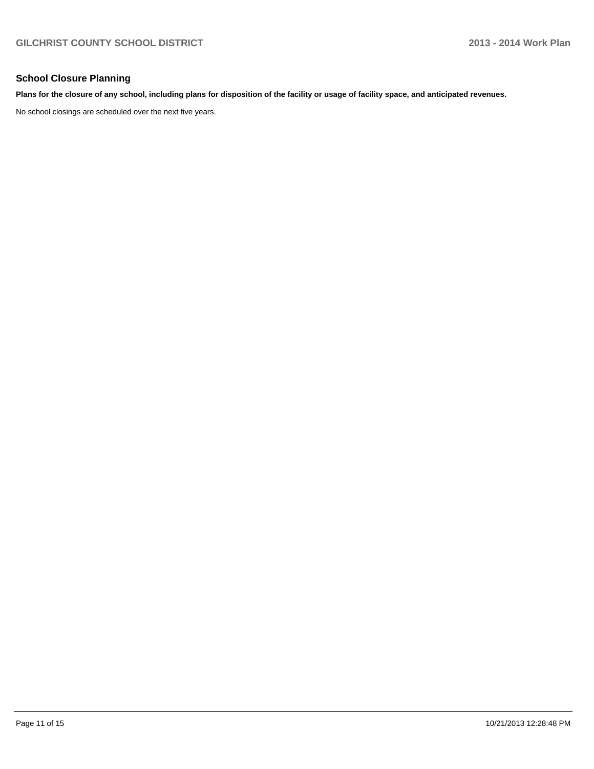## School Closure Planning

**Plans for the closure of any school, including plans for disposition of the facility or usage of facility space, and anticipated revenues.**

No school closings are scheduled over the next five years.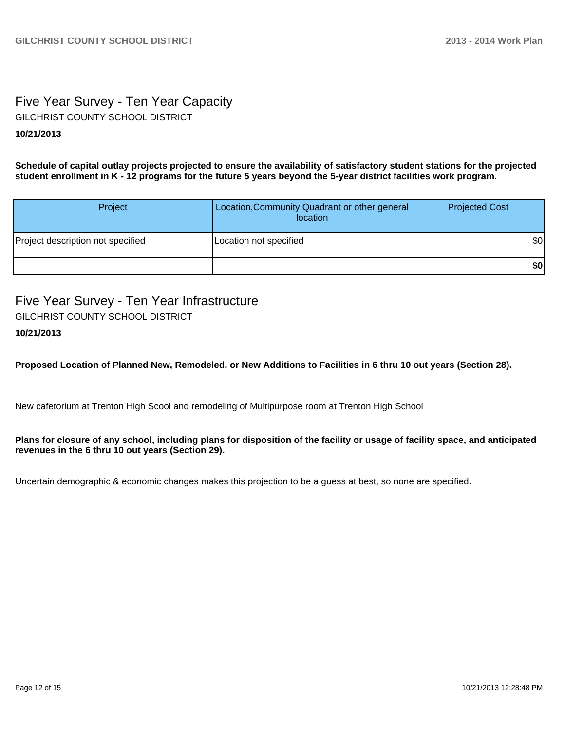## Five Year Survey - Ten Year Capacity

GILCHRIST COUNTY SCHOOL DISTRICT

**10/21/2013**

**Schedule of capital outlay projects projected to ensure the availability of satisfactory student stations for the projected student enrollment in K - 12 programs for the future 5 years beyond the 5-year district facilities work program.**

| Project | Location,Community,Quadrant or other general location | Projected Cost |
|---|---|---|
| Project description not specified | Location not specified | $0 |
| | | **$0** |

## Five Year Survey - Ten Year Infrastructure

GILCHRIST COUNTY SCHOOL DISTRICT

**10/21/2013**

**Proposed Location of Planned New, Remodeled, or New Additions to Facilities in 6 thru 10 out years (Section 28).**

New cafetorium at Trenton High Scool and remodeling of Multipurpose room at Trenton High School

**Plans for closure of any school, including plans for disposition of the facility or usage of facility space, and anticipated revenues in the 6 thru 10 out years (Section 29).**

Uncertain demographic & economic changes makes this projection to be a guess at best, so none are specified.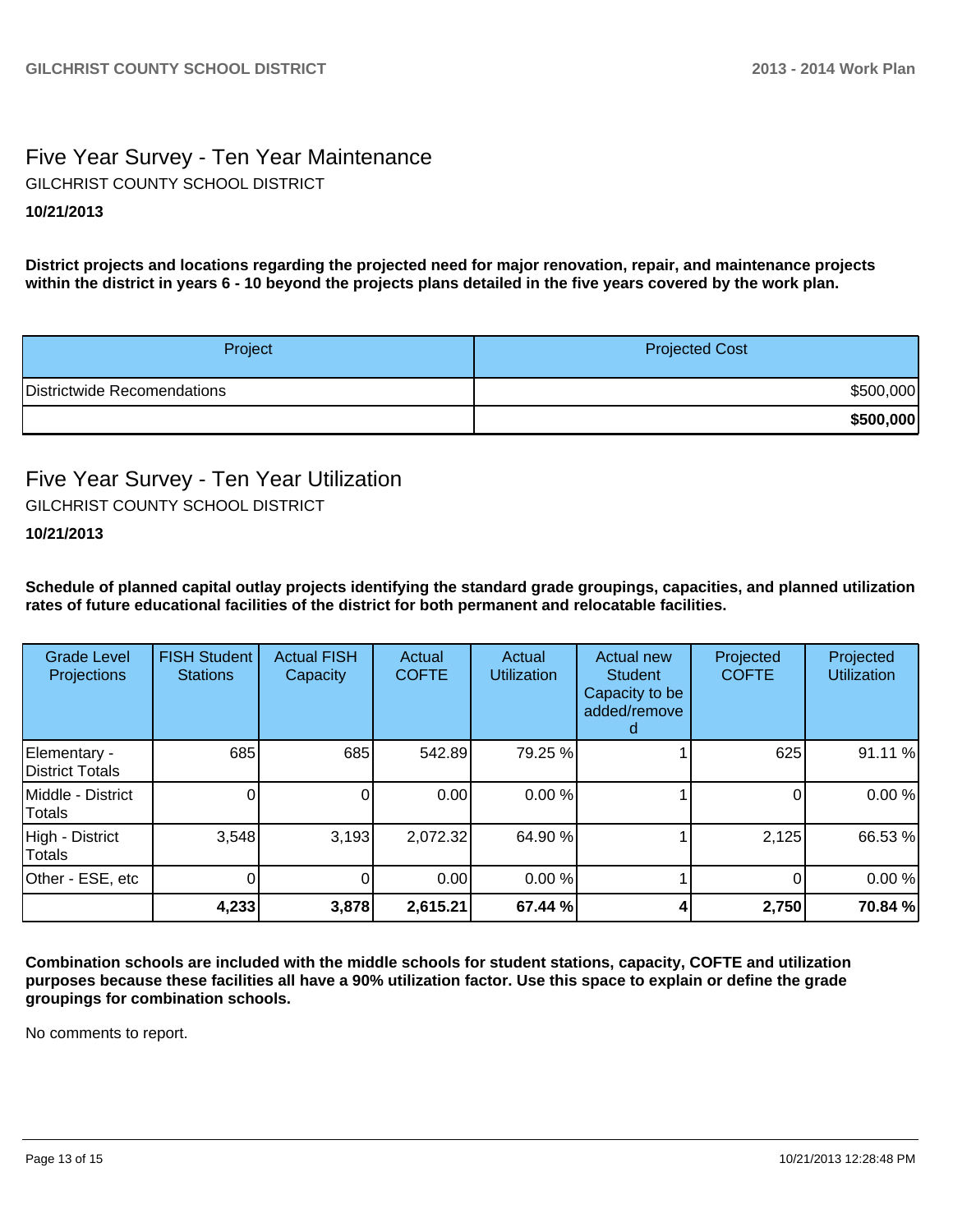## Five Year Survey - Ten Year Maintenance

GILCHRIST COUNTY SCHOOL DISTRICT

**10/21/2013**

**District projects and locations regarding the projected need for major renovation, repair, and maintenance projects within the district in years 6 - 10 beyond the projects plans detailed in the five years covered by the work plan.**

| Project | Projected Cost |
|---|---|
| Districtwide Recomendations | $500,000 |
| | **$500,000** |

## Five Year Survey - Ten Year Utilization

GILCHRIST COUNTY SCHOOL DISTRICT

**10/21/2013**

**Schedule of planned capital outlay projects identifying the standard grade groupings, capacities, and planned utilization rates of future educational facilities of the district for both permanent and relocatable facilities.**

| Grade Level Projections | FISH Student Stations | Actual FISH Capacity | Actual COFTE | Actual Utilization | Actual new Student Capacity to be added/removed | Projected COFTE | Projected Utilization |
|---|---|---|---|---|---|---|---|
| Elementary - District Totals | 685 | 685 | 542.89 | 79.25 % | 1 | 625 | 91.11 % |
| Middle - District Totals | 0 | 0 | 0.00 | 0.00 % | 1 | 0 | 0.00 % |
| High - District Totals | 3,548 | 3,193 | 2,072.32 | 64.90 % | 1 | 2,125 | 66.53 % |
| Other - ESE, etc | 0 | 0 | 0.00 | 0.00 % | 1 | 0 | 0.00 % |
| | **4,233** | **3,878** | **2,615.21** | **67.44 %** | **4** | **2,750** | **70.84 %** |

**Combination schools are included with the middle schools for student stations, capacity, COFTE and utilization purposes because these facilities all have a 90% utilization factor. Use this space to explain or define the grade groupings for combination schools.**

No comments to report.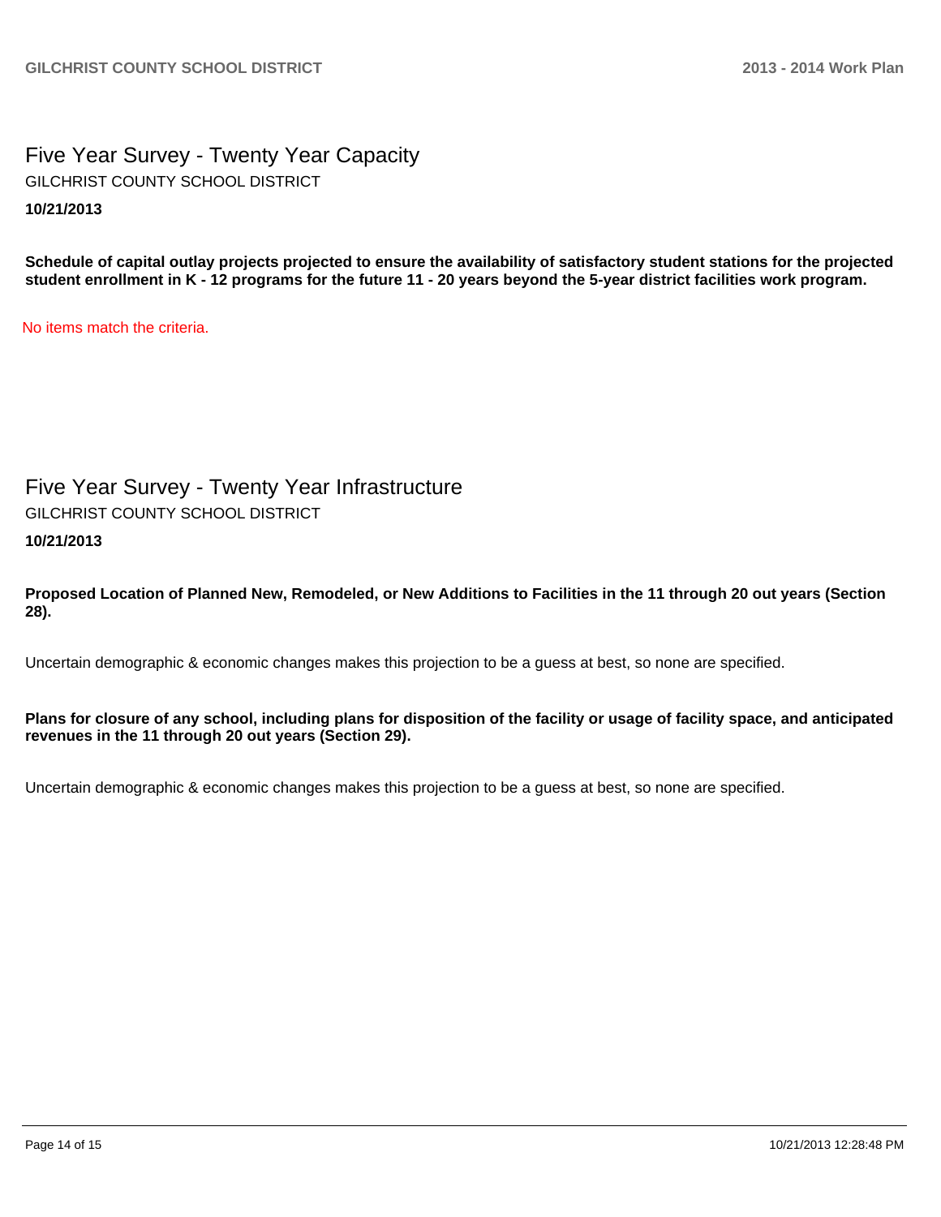# Five Year Survey - Twenty Year Capacity

GILCHRIST COUNTY SCHOOL DISTRICT

**10/21/2013**

**Schedule of capital outlay projects projected to ensure the availability of satisfactory student stations for the projected student enrollment in K - 12 programs for the future 11 - 20 years beyond the 5-year district facilities work program.**

No items match the criteria.

# Five Year Survey - Twenty Year Infrastructure

GILCHRIST COUNTY SCHOOL DISTRICT

**10/21/2013**

**Proposed Location of Planned New, Remodeled, or New Additions to Facilities in the 11 through 20 out years (Section 28).**

Uncertain demographic & economic changes makes this projection to be a guess at best, so none are specified.

**Plans for closure of any school, including plans for disposition of the facility or usage of facility space, and anticipated revenues in the 11 through 20 out years (Section 29).**

Uncertain demographic & economic changes makes this projection to be a guess at best, so none are specified.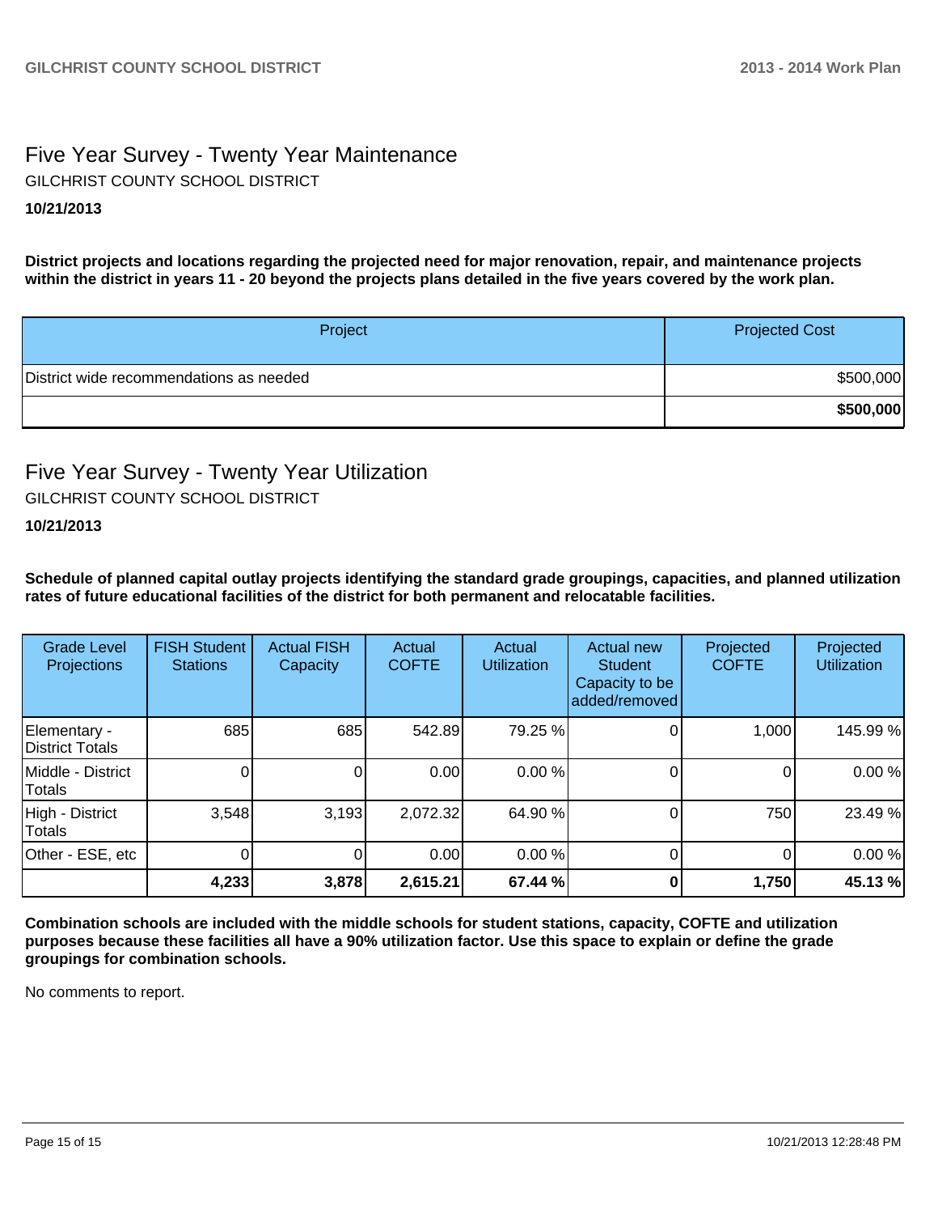## Five Year Survey - Twenty Year Maintenance

GILCHRIST COUNTY SCHOOL DISTRICT

**10/21/2013**

**District projects and locations regarding the projected need for major renovation, repair, and maintenance projects within the district in years 11 - 20 beyond the projects plans detailed in the five years covered by the work plan.**

| Project | Projected Cost |
|---|---|
| District wide recommendations as needed | $500,000 |
| | **$500,000** |

## Five Year Survey - Twenty Year Utilization

GILCHRIST COUNTY SCHOOL DISTRICT

**10/21/2013**

**Schedule of planned capital outlay projects identifying the standard grade groupings, capacities, and planned utilization rates of future educational facilities of the district for both permanent and relocatable facilities.**

| Grade Level Projections | FISH Student Stations | Actual FISH Capacity | Actual COFTE | Actual Utilization | Actual new Student Capacity to be added/removed | Projected COFTE | Projected Utilization |
|---|---|---|---|---|---|---|---|
| Elementary - District Totals | 685 | 685 | 542.89 | 79.25 % | 0 | 1,000 | 145.99 % |
| Middle - District Totals | 0 | 0 | 0.00 | 0.00 % | 0 | 0 | 0.00 % |
| High - District Totals | 3,548 | 3,193 | 2,072.32 | 64.90 % | 0 | 750 | 23.49 % |
| Other - ESE, etc | 0 | 0 | 0.00 | 0.00 % | 0 | 0 | 0.00 % |
| | **4,233** | **3,878** | **2,615.21** | **67.44 %** | **0** | **1,750** | **45.13 %** |

**Combination schools are included with the middle schools for student stations, capacity, COFTE and utilization purposes because these facilities all have a 90% utilization factor. Use this space to explain or define the grade groupings for combination schools.**

No comments to report.